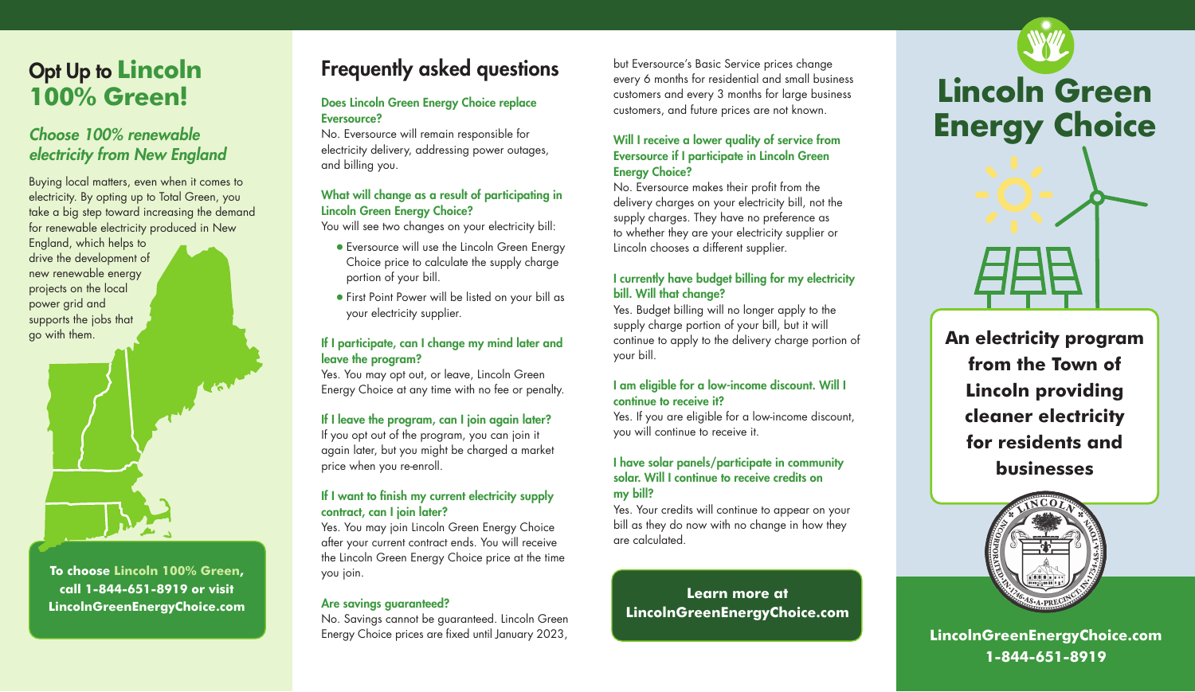## Opt Up to Lincoln 100% Green!

### *Choose 100% renewable electricity from New England*

Buying local matters, even when it comes to electricity. By opting up to Total Green, you take a big step toward increasing the demand for renewable electricity produced in New England, which helps to drive the development of new renewable energy projects on the local power grid and supports the jobs that go with them.

**To choose Lincoln 100% Green, call 1-844-651-8919 or visit LincolnGreenEnergyChoice.com**

## Frequently asked questions

**Does Lincoln Green Energy Choice replace Eversource?**
No. Eversource will remain responsible for electricity delivery, addressing power outages, and billing you.

**What will change as a result of participating in Lincoln Green Energy Choice?**
You will see two changes on your electricity bill:

- Eversource will use the Lincoln Green Energy Choice price to calculate the supply charge portion of your bill.
- First Point Power will be listed on your bill as your electricity supplier.

**If I participate, can I change my mind later and leave the program?**
Yes. You may opt out, or leave, Lincoln Green Energy Choice at any time with no fee or penalty.

**If I leave the program, can I join again later?**
If you opt out of the program, you can join it again later, but you might be charged a market price when you re-enroll.

**If I want to finish my current electricity supply contract, can I join later?**
Yes. You may join Lincoln Green Energy Choice after your current contract ends. You will receive the Lincoln Green Energy Choice price at the time you join.

**Are savings guaranteed?**
No. Savings cannot be guaranteed. Lincoln Green Energy Choice prices are fixed until January 2023, but Eversource's Basic Service prices change every 6 months for residential and small business customers and every 3 months for large business customers, and future prices are not known.

**Will I receive a lower quality of service from Eversource if I participate in Lincoln Green Energy Choice?**
No. Eversource makes their profit from the delivery charges on your electricity bill, not the supply charges. They have no preference as to whether they are your electricity supplier or Lincoln chooses a different supplier.

**I currently have budget billing for my electricity bill. Will that change?**
Yes. Budget billing will no longer apply to the supply charge portion of your bill, but it will continue to apply to the delivery charge portion of your bill.

**I am eligible for a low-income discount. Will I continue to receive it?**
Yes. If you are eligible for a low-income discount, you will continue to receive it.

**I have solar panels/participate in community solar. Will I continue to receive credits on my bill?**
Yes. Your credits will continue to appear on your bill as they do now with no change in how they are calculated.

**Learn more at LincolnGreenEnergyChoice.com**

# Lincoln Green Energy Choice

**An electricity program from the Town of Lincoln providing cleaner electricity for residents and businesses**

**LincolnGreenEnergyChoice.com**
**1-844-651-8919**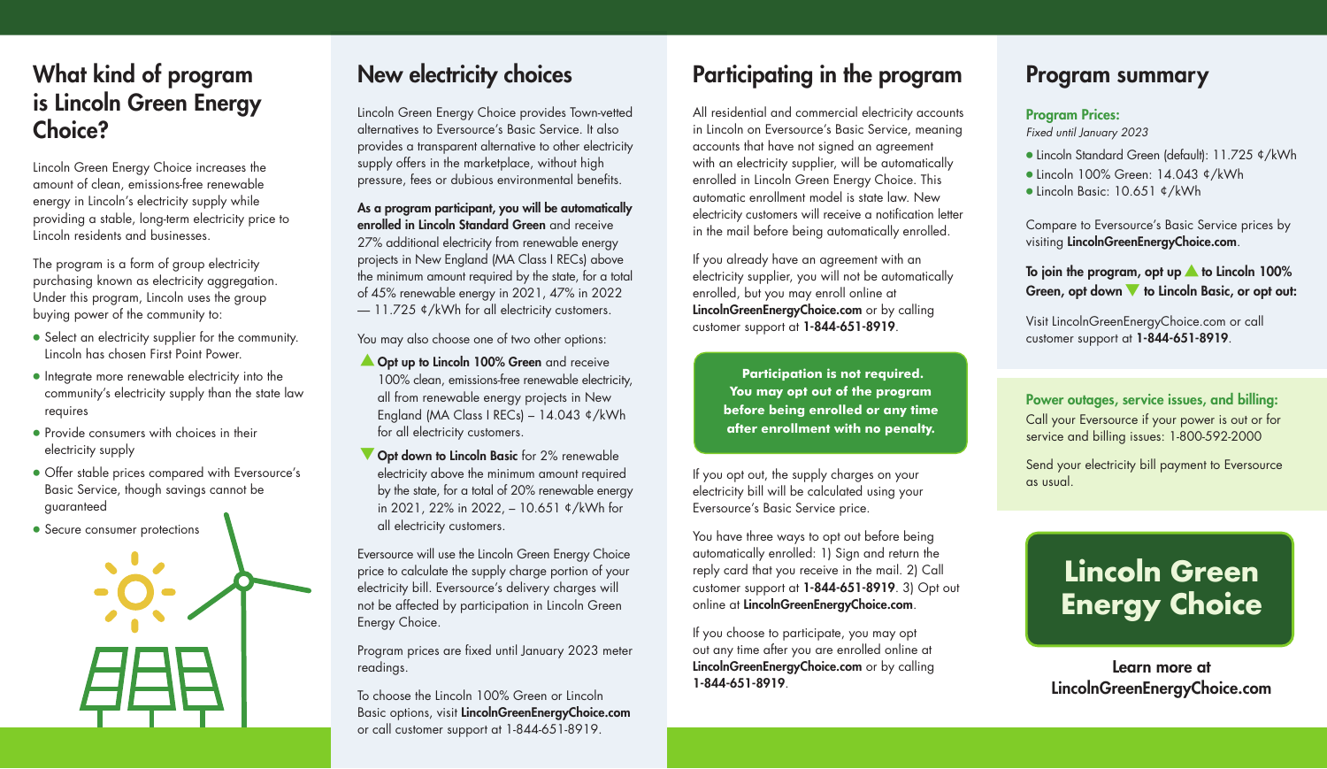## What kind of program is Lincoln Green Energy Choice?

Lincoln Green Energy Choice increases the amount of clean, emissions-free renewable energy in Lincoln's electricity supply while providing a stable, long-term electricity price to Lincoln residents and businesses.

The program is a form of group electricity purchasing known as electricity aggregation. Under this program, Lincoln uses the group buying power of the community to:

- Select an electricity supplier for the community. Lincoln has chosen First Point Power.
- Integrate more renewable electricity into the community's electricity supply than the state law requires
- Provide consumers with choices in their electricity supply
- Offer stable prices compared with Eversource's Basic Service, though savings cannot be guaranteed
- Secure consumer protections

## New electricity choices

Lincoln Green Energy Choice provides Town-vetted alternatives to Eversource's Basic Service. It also provides a transparent alternative to other electricity supply offers in the marketplace, without high pressure, fees or dubious environmental benefits.

**As a program participant, you will be automatically enrolled in Lincoln Standard Green** and receive 27% additional electricity from renewable energy projects in New England (MA Class I RECs) above the minimum amount required by the state, for a total of 45% renewable energy in 2021, 47% in 2022 — 11.725 ¢/kWh for all electricity customers.

You may also choose one of two other options:

- ▲ **Opt up to Lincoln 100% Green** and receive 100% clean, emissions-free renewable electricity, all from renewable energy projects in New England (MA Class I RECs) – 14.043 ¢/kWh for all electricity customers.
- ▼ **Opt down to Lincoln Basic** for 2% renewable electricity above the minimum amount required by the state, for a total of 20% renewable energy in 2021, 22% in 2022, – 10.651 ¢/kWh for all electricity customers.

Eversource will use the Lincoln Green Energy Choice price to calculate the supply charge portion of your electricity bill. Eversource's delivery charges will not be affected by participation in Lincoln Green Energy Choice.

Program prices are fixed until January 2023 meter readings.

To choose the Lincoln 100% Green or Lincoln Basic options, visit **LincolnGreenEnergyChoice.com** or call customer support at 1-844-651-8919.

## Participating in the program

All residential and commercial electricity accounts in Lincoln on Eversource's Basic Service, meaning accounts that have not signed an agreement with an electricity supplier, will be automatically enrolled in Lincoln Green Energy Choice. This automatic enrollment model is state law. New electricity customers will receive a notification letter in the mail before being automatically enrolled.

If you already have an agreement with an electricity supplier, you will not be automatically enrolled, but you may enroll online at **LincolnGreenEnergyChoice.com** or by calling customer support at **1-844-651-8919**.

**Participation is not required. You may opt out of the program before being enrolled or any time after enrollment with no penalty.**

If you opt out, the supply charges on your electricity bill will be calculated using your Eversource's Basic Service price.

You have three ways to opt out before being automatically enrolled: 1) Sign and return the reply card that you receive in the mail. 2) Call customer support at **1-844-651-8919**. 3) Opt out online at **LincolnGreenEnergyChoice.com**.

If you choose to participate, you may opt out any time after you are enrolled online at **LincolnGreenEnergyChoice.com** or by calling **1-844-651-8919**.

## Program summary

**Program Prices:**
*Fixed until January 2023*

- Lincoln Standard Green (default): 11.725 ¢/kWh
- Lincoln 100% Green: 14.043 ¢/kWh
- Lincoln Basic: 10.651 ¢/kWh

Compare to Eversource's Basic Service prices by visiting **LincolnGreenEnergyChoice.com**.

**To join the program, opt up ▲ to Lincoln 100% Green, opt down ▼ to Lincoln Basic, or opt out:**

Visit LincolnGreenEnergyChoice.com or call customer support at **1-844-651-8919**.

**Power outages, service issues, and billing:**
Call your Eversource if your power is out or for service and billing issues: 1-800-592-2000

Send your electricity bill payment to Eversource as usual.

**Lincoln Green Energy Choice**

**Learn more at LincolnGreenEnergyChoice.com**